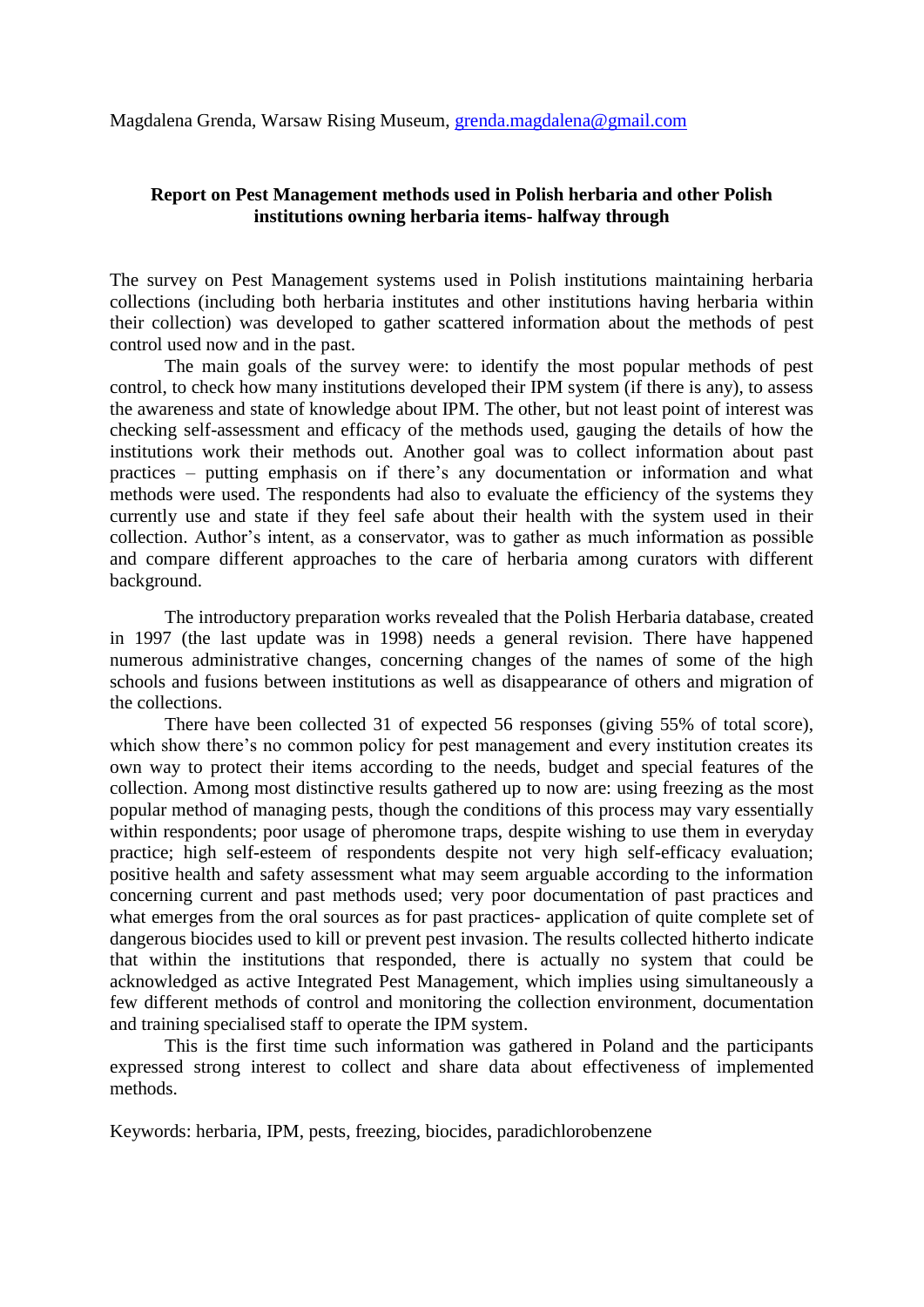Magdalena Grenda, Warsaw Rising Museum, grenda.magdalena@gmail.com

**Report on Pest Management methods used in Polish herbaria and other Polish institutions owning herbaria items- halfway through**

The survey on Pest Management systems used in Polish institutions maintaining herbaria collections (including both herbaria institutes and other institutions having herbaria within their collection) was developed to gather scattered information about the methods of pest control used now and in the past.

The main goals of the survey were: to identify the most popular methods of pest control, to check how many institutions developed their IPM system (if there is any), to assess the awareness and state of knowledge about IPM. The other, but not least point of interest was checking self-assessment and efficacy of the methods used, gauging the details of how the institutions work their methods out. Another goal was to collect information about past practices – putting emphasis on if there's any documentation or information and what methods were used. The respondents had also to evaluate the efficiency of the systems they currently use and state if they feel safe about their health with the system used in their collection. Author's intent, as a conservator, was to gather as much information as possible and compare different approaches to the care of herbaria among curators with different background.

The introductory preparation works revealed that the Polish Herbaria database, created in 1997 (the last update was in 1998) needs a general revision. There have happened numerous administrative changes, concerning changes of the names of some of the high schools and fusions between institutions as well as disappearance of others and migration of the collections.

There have been collected 31 of expected 56 responses (giving 55% of total score), which show there's no common policy for pest management and every institution creates its own way to protect their items according to the needs, budget and special features of the collection. Among most distinctive results gathered up to now are: using freezing as the most popular method of managing pests, though the conditions of this process may vary essentially within respondents; poor usage of pheromone traps, despite wishing to use them in everyday practice; high self-esteem of respondents despite not very high self-efficacy evaluation; positive health and safety assessment what may seem arguable according to the information concerning current and past methods used; very poor documentation of past practices and what emerges from the oral sources as for past practices- application of quite complete set of dangerous biocides used to kill or prevent pest invasion. The results collected hitherto indicate that within the institutions that responded, there is actually no system that could be acknowledged as active Integrated Pest Management, which implies using simultaneously a few different methods of control and monitoring the collection environment, documentation and training specialised staff to operate the IPM system.

This is the first time such information was gathered in Poland and the participants expressed strong interest to collect and share data about effectiveness of implemented methods.

Keywords: herbaria, IPM, pests, freezing, biocides, paradichlorobenzene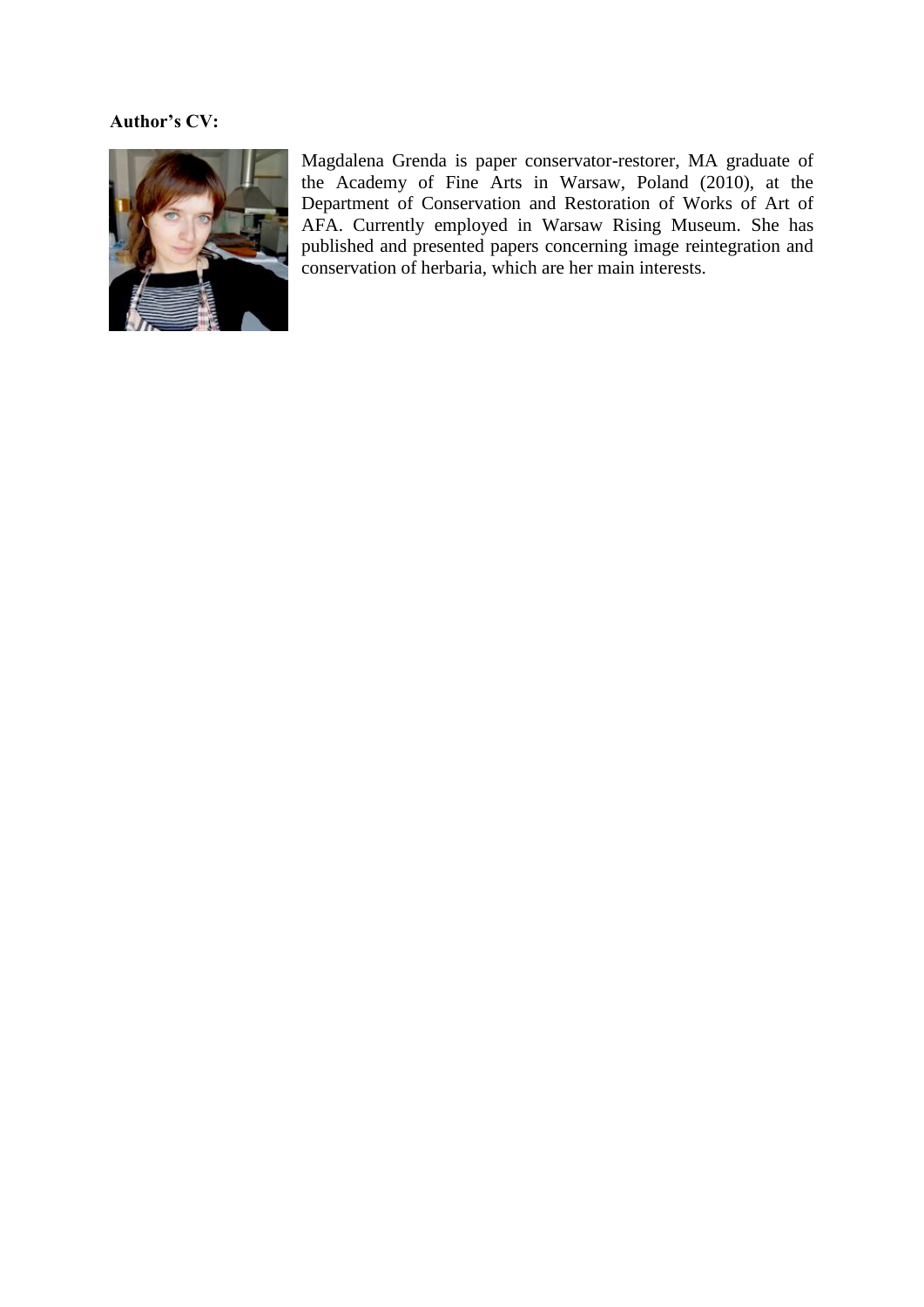**Author's CV:**

Magdalena Grenda is paper conservator-restorer, MA graduate of the Academy of Fine Arts in Warsaw, Poland (2010), at the Department of Conservation and Restoration of Works of Art of AFA. Currently employed in Warsaw Rising Museum. She has published and presented papers concerning image reintegration and conservation of herbaria, which are her main interests.